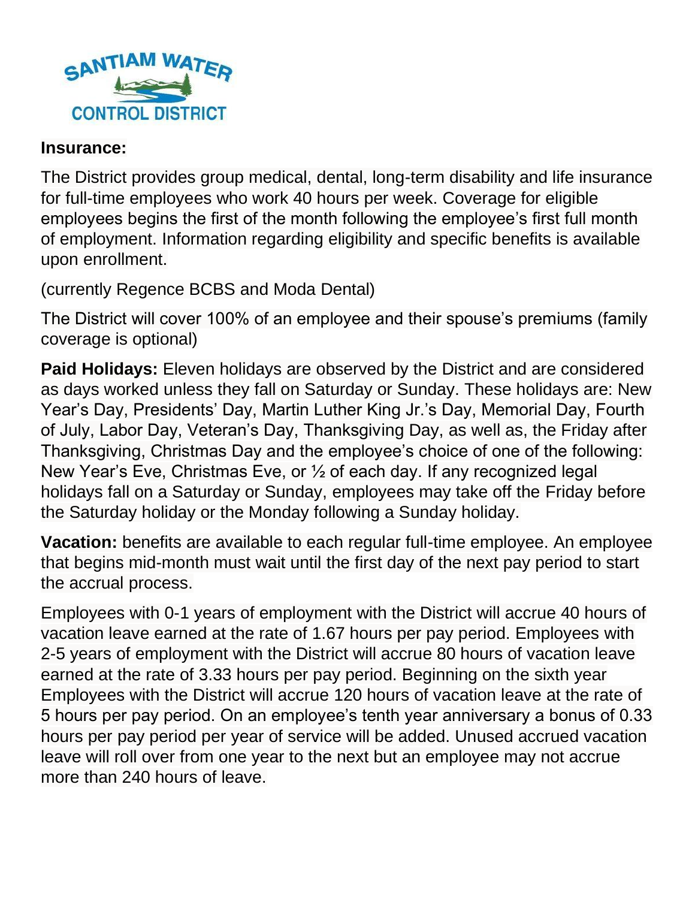SANTIAM WATER CONTROL DISTRICT

**Insurance:**

The District provides group medical, dental, long-term disability and life insurance for full-time employees who work 40 hours per week. Coverage for eligible employees begins the first of the month following the employee's first full month of employment. Information regarding eligibility and specific benefits is available upon enrollment.

(currently Regence BCBS and Moda Dental)

The District will cover 100% of an employee and their spouse's premiums (family coverage is optional)

**Paid Holidays:** Eleven holidays are observed by the District and are considered as days worked unless they fall on Saturday or Sunday. These holidays are: New Year's Day, Presidents' Day, Martin Luther King Jr.'s Day, Memorial Day, Fourth of July, Labor Day, Veteran's Day, Thanksgiving Day, as well as, the Friday after Thanksgiving, Christmas Day and the employee's choice of one of the following: New Year's Eve, Christmas Eve, or ½ of each day. If any recognized legal holidays fall on a Saturday or Sunday, employees may take off the Friday before the Saturday holiday or the Monday following a Sunday holiday.

**Vacation:** benefits are available to each regular full-time employee. An employee that begins mid-month must wait until the first day of the next pay period to start the accrual process.

Employees with 0-1 years of employment with the District will accrue 40 hours of vacation leave earned at the rate of 1.67 hours per pay period. Employees with 2-5 years of employment with the District will accrue 80 hours of vacation leave earned at the rate of 3.33 hours per pay period. Beginning on the sixth year Employees with the District will accrue 120 hours of vacation leave at the rate of 5 hours per pay period. On an employee's tenth year anniversary a bonus of 0.33 hours per pay period per year of service will be added. Unused accrued vacation leave will roll over from one year to the next but an employee may not accrue more than 240 hours of leave.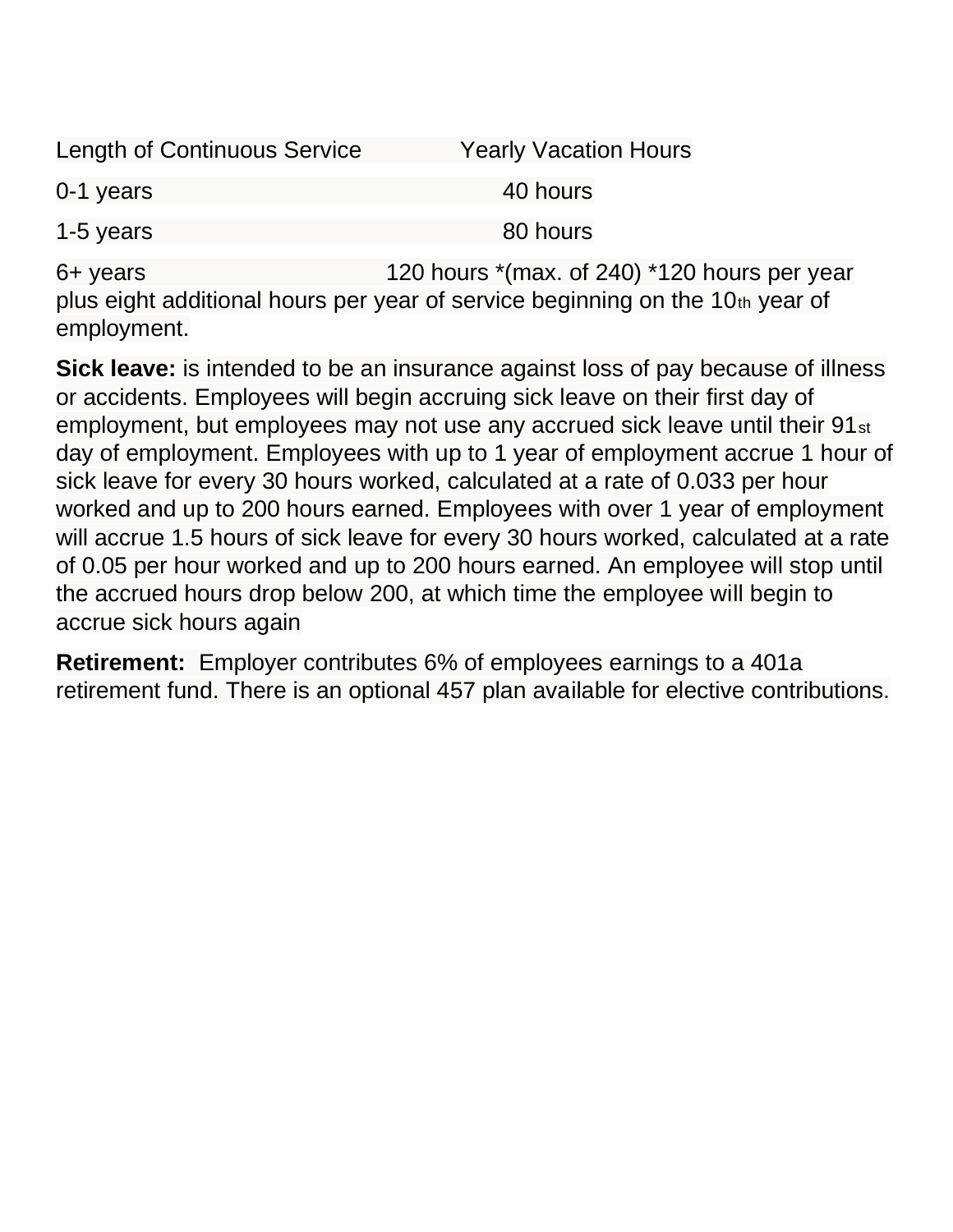| Length of Continuous Service | Yearly Vacation Hours |
|---|---|
| 0-1 years | 40 hours |
| 1-5 years | 80 hours |
| 6+ years | 120 hours *(max. of 240) |

*120 hours per year plus eight additional hours per year of service beginning on the 10th year of employment.

**Sick leave:** is intended to be an insurance against loss of pay because of illness or accidents. Employees will begin accruing sick leave on their first day of employment, but employees may not use any accrued sick leave until their 91st day of employment. Employees with up to 1 year of employment accrue 1 hour of sick leave for every 30 hours worked, calculated at a rate of 0.033 per hour worked and up to 200 hours earned. Employees with over 1 year of employment will accrue 1.5 hours of sick leave for every 30 hours worked, calculated at a rate of 0.05 per hour worked and up to 200 hours earned. An employee will stop until the accrued hours drop below 200, at which time the employee will begin to accrue sick hours again

**Retirement:** Employer contributes 6% of employees earnings to a 401a retirement fund. There is an optional 457 plan available for elective contributions.